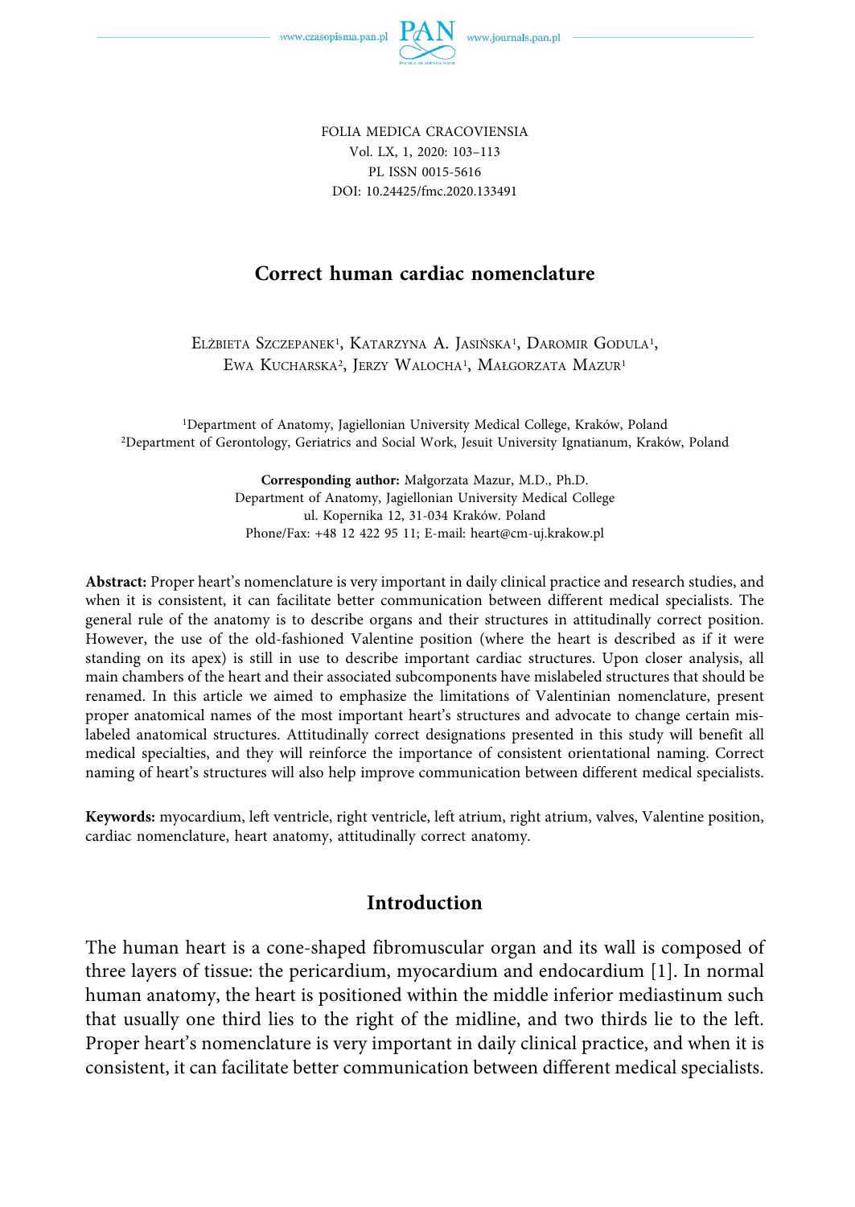FOLIA MEDICA CRACOVIENSIA
Vol. LX, 1, 2020: 103–113
PL ISSN 0015-5616
DOI: 10.24425/fmc.2020.133491

# Correct human cardiac nomenclature

Elżbieta Szczepanek[1], Katarzyna A. Jasińska[1], Daromir Godula[1], Ewa Kucharska[2], Jerzy Walocha[1], Małgorzata Mazur[1]

[1]Department of Anatomy, Jagiellonian University Medical College, Kraków, Poland
[2]Department of Gerontology, Geriatrics and Social Work, Jesuit University Ignatianum, Kraków, Poland

**Corresponding author:** Małgorzata Mazur, M.D., Ph.D.
Department of Anatomy, Jagiellonian University Medical College
ul. Kopernika 12, 31-034 Kraków. Poland
Phone/Fax: +48 12 422 95 11; E-mail: heart@cm-uj.krakow.pl

**Abstract:** Proper heart's nomenclature is very important in daily clinical practice and research studies, and when it is consistent, it can facilitate better communication between different medical specialists. The general rule of the anatomy is to describe organs and their structures in attitudinally correct position. However, the use of the old-fashioned Valentine position (where the heart is described as if it were standing on its apex) is still in use to describe important cardiac structures. Upon closer analysis, all main chambers of the heart and their associated subcomponents have mislabeled structures that should be renamed. In this article we aimed to emphasize the limitations of Valentinian nomenclature, present proper anatomical names of the most important heart's structures and advocate to change certain mislabeled anatomical structures. Attitudinally correct designations presented in this study will benefit all medical specialties, and they will reinforce the importance of consistent orientational naming. Correct naming of heart's structures will also help improve communication between different medical specialists.

**Keywords:** myocardium, left ventricle, right ventricle, left atrium, right atrium, valves, Valentine position, cardiac nomenclature, heart anatomy, attitudinally correct anatomy.

## Introduction

The human heart is a cone-shaped fibromuscular organ and its wall is composed of three layers of tissue: the pericardium, myocardium and endocardium [1]. In normal human anatomy, the heart is positioned within the middle inferior mediastinum such that usually one third lies to the right of the midline, and two thirds lie to the left. Proper heart's nomenclature is very important in daily clinical practice, and when it is consistent, it can facilitate better communication between different medical specialists.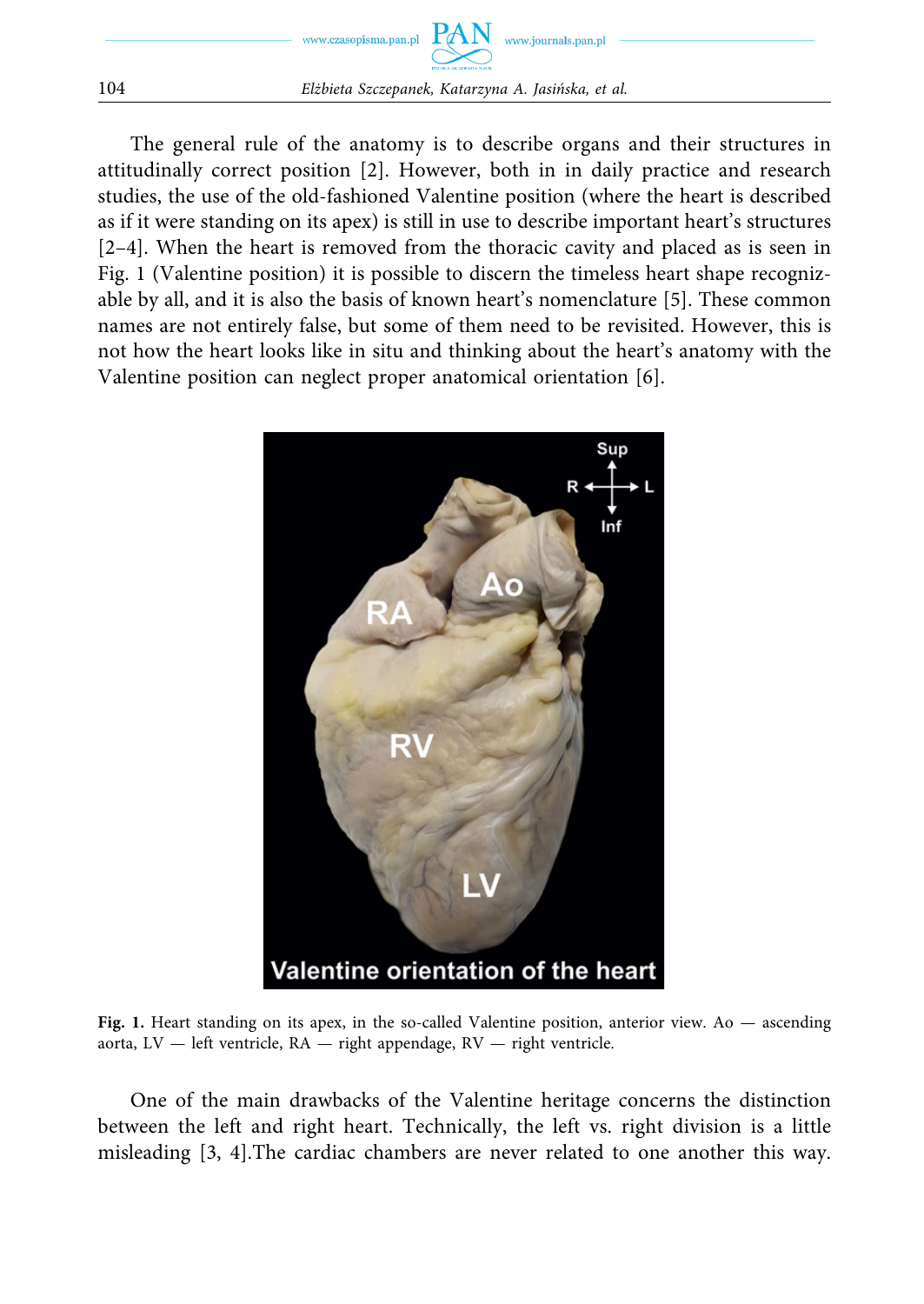The general rule of the anatomy is to describe organs and their structures in attitudinally correct position [2]. However, both in in daily practice and research studies, the use of the old-fashioned Valentine position (where the heart is described as if it were standing on its apex) is still in use to describe important heart's structures [2–4]. When the heart is removed from the thoracic cavity and placed as is seen in Fig. 1 (Valentine position) it is possible to discern the timeless heart shape recognizable by all, and it is also the basis of known heart's nomenclature [5]. These common names are not entirely false, but some of them need to be revisited. However, this is not how the heart looks like in situ and thinking about the heart's anatomy with the Valentine position can neglect proper anatomical orientation [6].

**Fig. 1.** Heart standing on its apex, in the so-called Valentine position, anterior view. Ao — ascending aorta, LV — left ventricle, RA — right appendage, RV — right ventricle.

One of the main drawbacks of the Valentine heritage concerns the distinction between the left and right heart. Technically, the left vs. right division is a little misleading [3, 4].The cardiac chambers are never related to one another this way.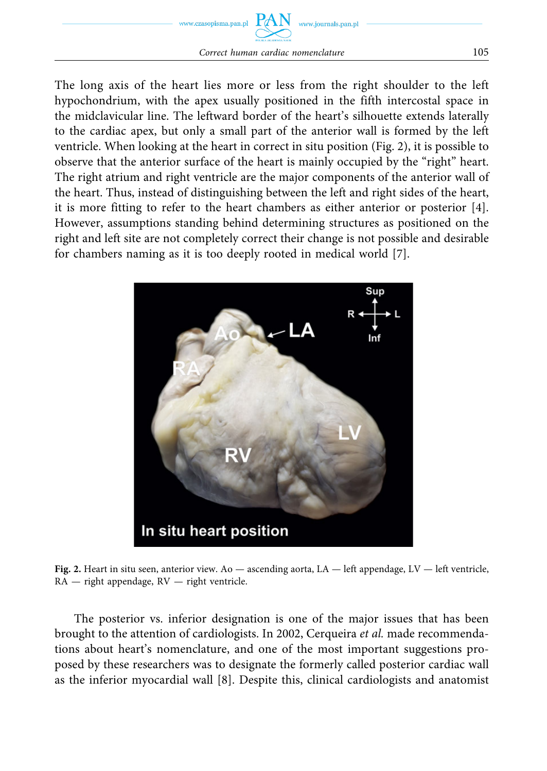The long axis of the heart lies more or less from the right shoulder to the left hypochondrium, with the apex usually positioned in the fifth intercostal space in the midclavicular line. The leftward border of the heart's silhouette extends laterally to the cardiac apex, but only a small part of the anterior wall is formed by the left ventricle. When looking at the heart in correct in situ position (Fig. 2), it is possible to observe that the anterior surface of the heart is mainly occupied by the "right" heart. The right atrium and right ventricle are the major components of the anterior wall of the heart. Thus, instead of distinguishing between the left and right sides of the heart, it is more fitting to refer to the heart chambers as either anterior or posterior [4]. However, assumptions standing behind determining structures as positioned on the right and left site are not completely correct their change is not possible and desirable for chambers naming as it is too deeply rooted in medical world [7].

**Fig. 2.** Heart in situ seen, anterior view. Ao — ascending aorta, LA — left appendage, LV — left ventricle, RA — right appendage, RV — right ventricle.

The posterior vs. inferior designation is one of the major issues that has been brought to the attention of cardiologists. In 2002, Cerqueira *et al.* made recommendations about heart's nomenclature, and one of the most important suggestions proposed by these researchers was to designate the formerly called posterior cardiac wall as the inferior myocardial wall [8]. Despite this, clinical cardiologists and anatomist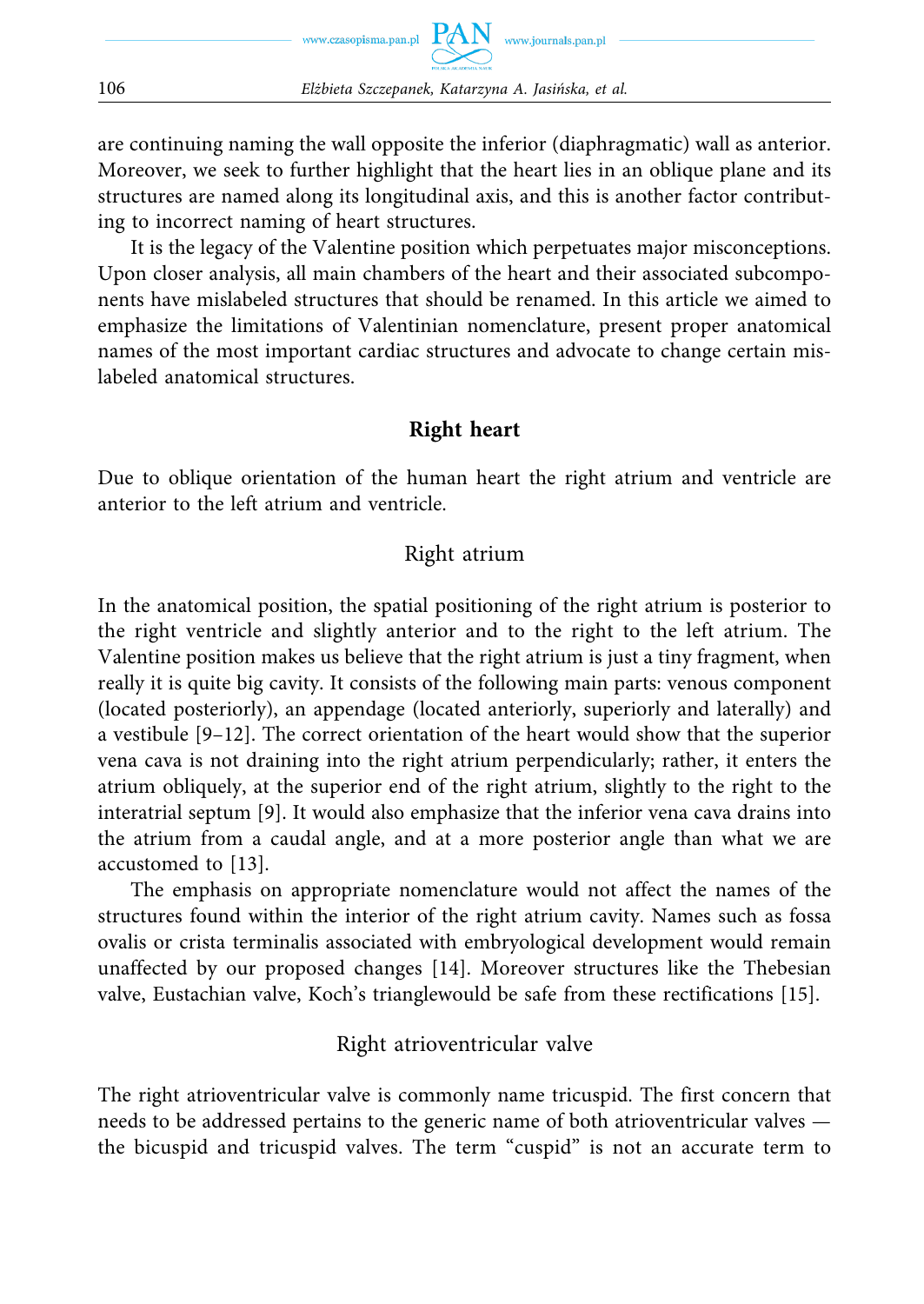are continuing naming the wall opposite the inferior (diaphragmatic) wall as anterior. Moreover, we seek to further highlight that the heart lies in an oblique plane and its structures are named along its longitudinal axis, and this is another factor contributing to incorrect naming of heart structures.

It is the legacy of the Valentine position which perpetuates major misconceptions. Upon closer analysis, all main chambers of the heart and their associated subcomponents have mislabeled structures that should be renamed. In this article we aimed to emphasize the limitations of Valentinian nomenclature, present proper anatomical names of the most important cardiac structures and advocate to change certain mislabeled anatomical structures.

## Right heart

Due to oblique orientation of the human heart the right atrium and ventricle are anterior to the left atrium and ventricle.

### Right atrium

In the anatomical position, the spatial positioning of the right atrium is posterior to the right ventricle and slightly anterior and to the right to the left atrium. The Valentine position makes us believe that the right atrium is just a tiny fragment, when really it is quite big cavity. It consists of the following main parts: venous component (located posteriorly), an appendage (located anteriorly, superiorly and laterally) and a vestibule [9–12]. The correct orientation of the heart would show that the superior vena cava is not draining into the right atrium perpendicularly; rather, it enters the atrium obliquely, at the superior end of the right atrium, slightly to the right to the interatrial septum [9]. It would also emphasize that the inferior vena cava drains into the atrium from a caudal angle, and at a more posterior angle than what we are accustomed to [13].

The emphasis on appropriate nomenclature would not affect the names of the structures found within the interior of the right atrium cavity. Names such as fossa ovalis or crista terminalis associated with embryological development would remain unaffected by our proposed changes [14]. Moreover structures like the Thebesian valve, Eustachian valve, Koch's trianglewould be safe from these rectifications [15].

### Right atrioventricular valve

The right atrioventricular valve is commonly name tricuspid. The first concern that needs to be addressed pertains to the generic name of both atrioventricular valves — the bicuspid and tricuspid valves. The term "cuspid" is not an accurate term to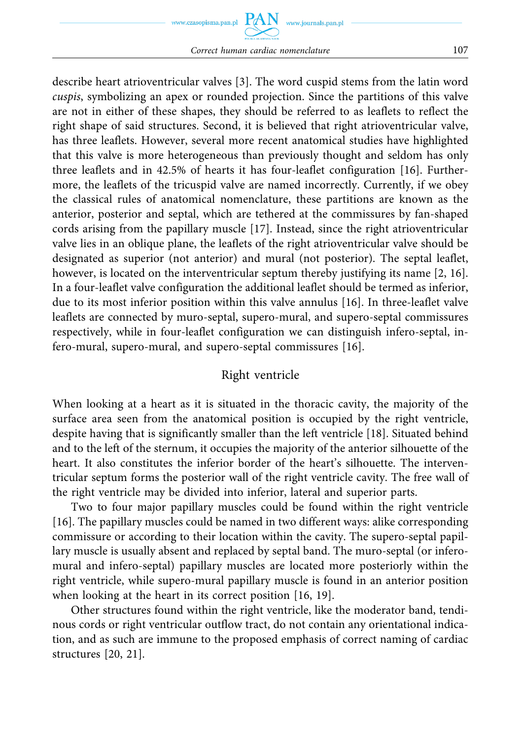describe heart atrioventricular valves [3]. The word cuspid stems from the latin word *cuspis*, symbolizing an apex or rounded projection. Since the partitions of this valve are not in either of these shapes, they should be referred to as leaflets to reflect the right shape of said structures. Second, it is believed that right atrioventricular valve, has three leaflets. However, several more recent anatomical studies have highlighted that this valve is more heterogeneous than previously thought and seldom has only three leaflets and in 42.5% of hearts it has four-leaflet configuration [16]. Furthermore, the leaflets of the tricuspid valve are named incorrectly. Currently, if we obey the classical rules of anatomical nomenclature, these partitions are known as the anterior, posterior and septal, which are tethered at the commissures by fan-shaped cords arising from the papillary muscle [17]. Instead, since the right atrioventricular valve lies in an oblique plane, the leaflets of the right atrioventricular valve should be designated as superior (not anterior) and mural (not posterior). The septal leaflet, however, is located on the interventricular septum thereby justifying its name [2, 16]. In a four-leaflet valve configuration the additional leaflet should be termed as inferior, due to its most inferior position within this valve annulus [16]. In three-leaflet valve leaflets are connected by muro-septal, supero-mural, and supero-septal commissures respectively, while in four-leaflet configuration we can distinguish infero-septal, infero-mural, supero-mural, and supero-septal commissures [16].

## Right ventricle

When looking at a heart as it is situated in the thoracic cavity, the majority of the surface area seen from the anatomical position is occupied by the right ventricle, despite having that is significantly smaller than the left ventricle [18]. Situated behind and to the left of the sternum, it occupies the majority of the anterior silhouette of the heart. It also constitutes the inferior border of the heart's silhouette. The interventricular septum forms the posterior wall of the right ventricle cavity. The free wall of the right ventricle may be divided into inferior, lateral and superior parts.

Two to four major papillary muscles could be found within the right ventricle [16]. The papillary muscles could be named in two different ways: alike corresponding commissure or according to their location within the cavity. The supero-septal papillary muscle is usually absent and replaced by septal band. The muro-septal (or inferomural and infero-septal) papillary muscles are located more posteriorly within the right ventricle, while supero-mural papillary muscle is found in an anterior position when looking at the heart in its correct position [16, 19].

Other structures found within the right ventricle, like the moderator band, tendinous cords or right ventricular outflow tract, do not contain any orientational indication, and as such are immune to the proposed emphasis of correct naming of cardiac structures [20, 21].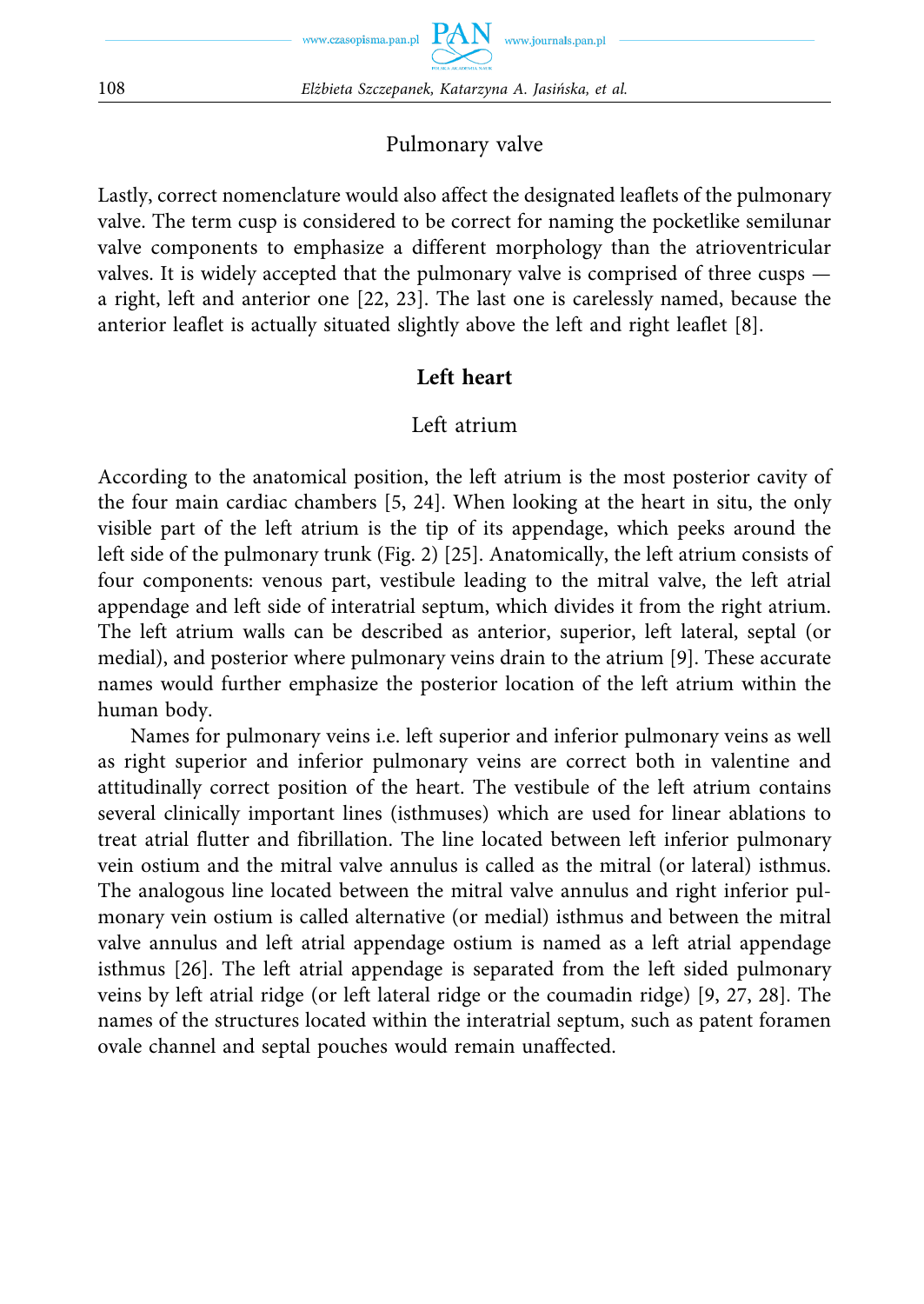### Pulmonary valve

Lastly, correct nomenclature would also affect the designated leaflets of the pulmonary valve. The term cusp is considered to be correct for naming the pocketlike semilunar valve components to emphasize a different morphology than the atrioventricular valves. It is widely accepted that the pulmonary valve is comprised of three cusps — a right, left and anterior one [22, 23]. The last one is carelessly named, because the anterior leaflet is actually situated slightly above the left and right leaflet [8].

## Left heart

### Left atrium

According to the anatomical position, the left atrium is the most posterior cavity of the four main cardiac chambers [5, 24]. When looking at the heart in situ, the only visible part of the left atrium is the tip of its appendage, which peeks around the left side of the pulmonary trunk (Fig. 2) [25]. Anatomically, the left atrium consists of four components: venous part, vestibule leading to the mitral valve, the left atrial appendage and left side of interatrial septum, which divides it from the right atrium. The left atrium walls can be described as anterior, superior, left lateral, septal (or medial), and posterior where pulmonary veins drain to the atrium [9]. These accurate names would further emphasize the posterior location of the left atrium within the human body.

Names for pulmonary veins i.e. left superior and inferior pulmonary veins as well as right superior and inferior pulmonary veins are correct both in valentine and attitudinally correct position of the heart. The vestibule of the left atrium contains several clinically important lines (isthmuses) which are used for linear ablations to treat atrial flutter and fibrillation. The line located between left inferior pulmonary vein ostium and the mitral valve annulus is called as the mitral (or lateral) isthmus. The analogous line located between the mitral valve annulus and right inferior pulmonary vein ostium is called alternative (or medial) isthmus and between the mitral valve annulus and left atrial appendage ostium is named as a left atrial appendage isthmus [26]. The left atrial appendage is separated from the left sided pulmonary veins by left atrial ridge (or left lateral ridge or the coumadin ridge) [9, 27, 28]. The names of the structures located within the interatrial septum, such as patent foramen ovale channel and septal pouches would remain unaffected.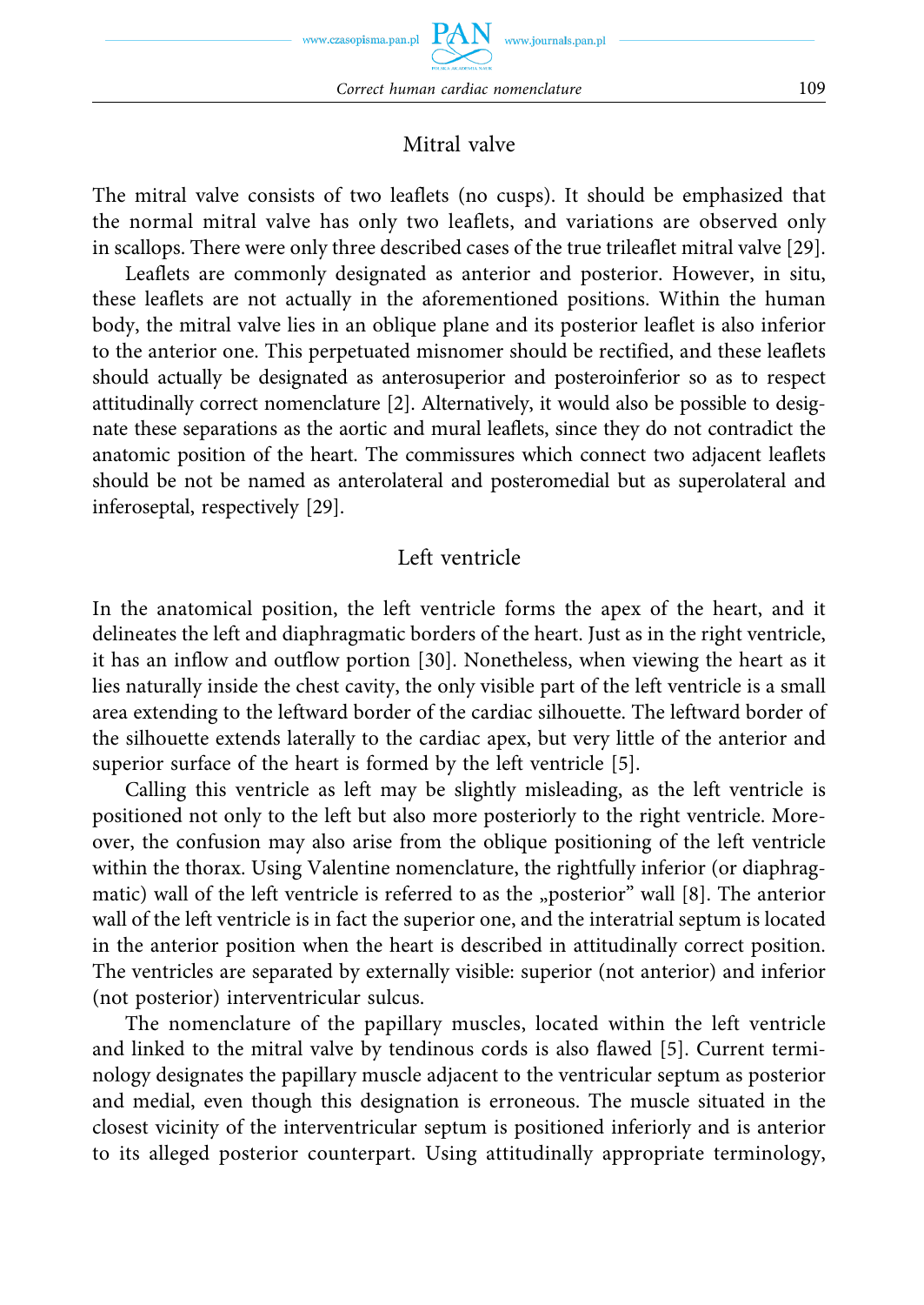## Mitral valve

The mitral valve consists of two leaflets (no cusps). It should be emphasized that the normal mitral valve has only two leaflets, and variations are observed only in scallops. There were only three described cases of the true trileaflet mitral valve [29].

Leaflets are commonly designated as anterior and posterior. However, in situ, these leaflets are not actually in the aforementioned positions. Within the human body, the mitral valve lies in an oblique plane and its posterior leaflet is also inferior to the anterior one. This perpetuated misnomer should be rectified, and these leaflets should actually be designated as anterosuperior and posteroinferior so as to respect attitudinally correct nomenclature [2]. Alternatively, it would also be possible to designate these separations as the aortic and mural leaflets, since they do not contradict the anatomic position of the heart. The commissures which connect two adjacent leaflets should be not be named as anterolateral and posteromedial but as superolateral and inferoseptal, respectively [29].

## Left ventricle

In the anatomical position, the left ventricle forms the apex of the heart, and it delineates the left and diaphragmatic borders of the heart. Just as in the right ventricle, it has an inflow and outflow portion [30]. Nonetheless, when viewing the heart as it lies naturally inside the chest cavity, the only visible part of the left ventricle is a small area extending to the leftward border of the cardiac silhouette. The leftward border of the silhouette extends laterally to the cardiac apex, but very little of the anterior and superior surface of the heart is formed by the left ventricle [5].

Calling this ventricle as left may be slightly misleading, as the left ventricle is positioned not only to the left but also more posteriorly to the right ventricle. Moreover, the confusion may also arise from the oblique positioning of the left ventricle within the thorax. Using Valentine nomenclature, the rightfully inferior (or diaphragmatic) wall of the left ventricle is referred to as the „posterior" wall [8]. The anterior wall of the left ventricle is in fact the superior one, and the interatrial septum is located in the anterior position when the heart is described in attitudinally correct position. The ventricles are separated by externally visible: superior (not anterior) and inferior (not posterior) interventricular sulcus.

The nomenclature of the papillary muscles, located within the left ventricle and linked to the mitral valve by tendinous cords is also flawed [5]. Current terminology designates the papillary muscle adjacent to the ventricular septum as posterior and medial, even though this designation is erroneous. The muscle situated in the closest vicinity of the interventricular septum is positioned inferiorly and is anterior to its alleged posterior counterpart. Using attitudinally appropriate terminology,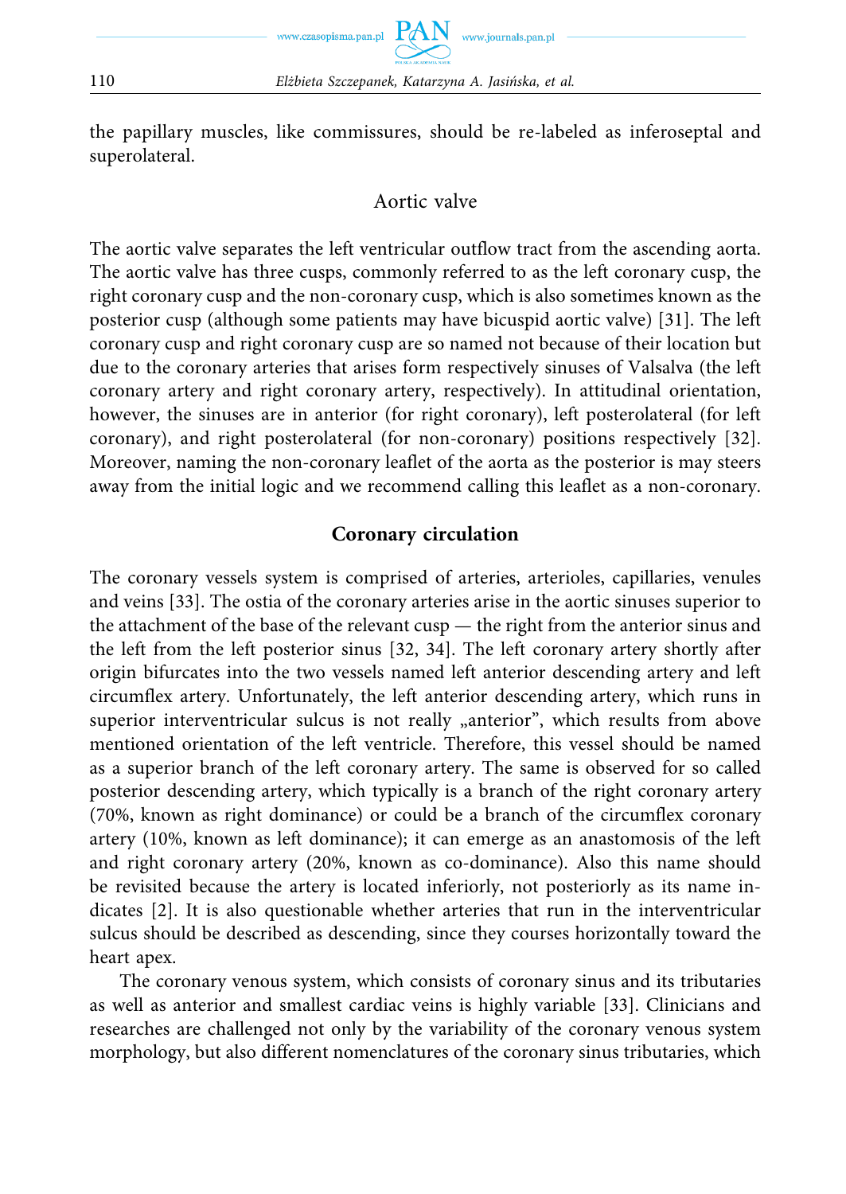the papillary muscles, like commissures, should be re-labeled as inferoseptal and superolateral.

## Aortic valve

The aortic valve separates the left ventricular outflow tract from the ascending aorta. The aortic valve has three cusps, commonly referred to as the left coronary cusp, the right coronary cusp and the non-coronary cusp, which is also sometimes known as the posterior cusp (although some patients may have bicuspid aortic valve) [31]. The left coronary cusp and right coronary cusp are so named not because of their location but due to the coronary arteries that arises form respectively sinuses of Valsalva (the left coronary artery and right coronary artery, respectively). In attitudinal orientation, however, the sinuses are in anterior (for right coronary), left posterolateral (for left coronary), and right posterolateral (for non-coronary) positions respectively [32]. Moreover, naming the non-coronary leaflet of the aorta as the posterior is may steers away from the initial logic and we recommend calling this leaflet as a non-coronary.

## Coronary circulation

The coronary vessels system is comprised of arteries, arterioles, capillaries, venules and veins [33]. The ostia of the coronary arteries arise in the aortic sinuses superior to the attachment of the base of the relevant cusp — the right from the anterior sinus and the left from the left posterior sinus [32, 34]. The left coronary artery shortly after origin bifurcates into the two vessels named left anterior descending artery and left circumflex artery. Unfortunately, the left anterior descending artery, which runs in superior interventricular sulcus is not really „anterior", which results from above mentioned orientation of the left ventricle. Therefore, this vessel should be named as a superior branch of the left coronary artery. The same is observed for so called posterior descending artery, which typically is a branch of the right coronary artery (70%, known as right dominance) or could be a branch of the circumflex coronary artery (10%, known as left dominance); it can emerge as an anastomosis of the left and right coronary artery (20%, known as co-dominance). Also this name should be revisited because the artery is located inferiorly, not posteriorly as its name indicates [2]. It is also questionable whether arteries that run in the interventricular sulcus should be described as descending, since they courses horizontally toward the heart apex.

The coronary venous system, which consists of coronary sinus and its tributaries as well as anterior and smallest cardiac veins is highly variable [33]. Clinicians and researches are challenged not only by the variability of the coronary venous system morphology, but also different nomenclatures of the coronary sinus tributaries, which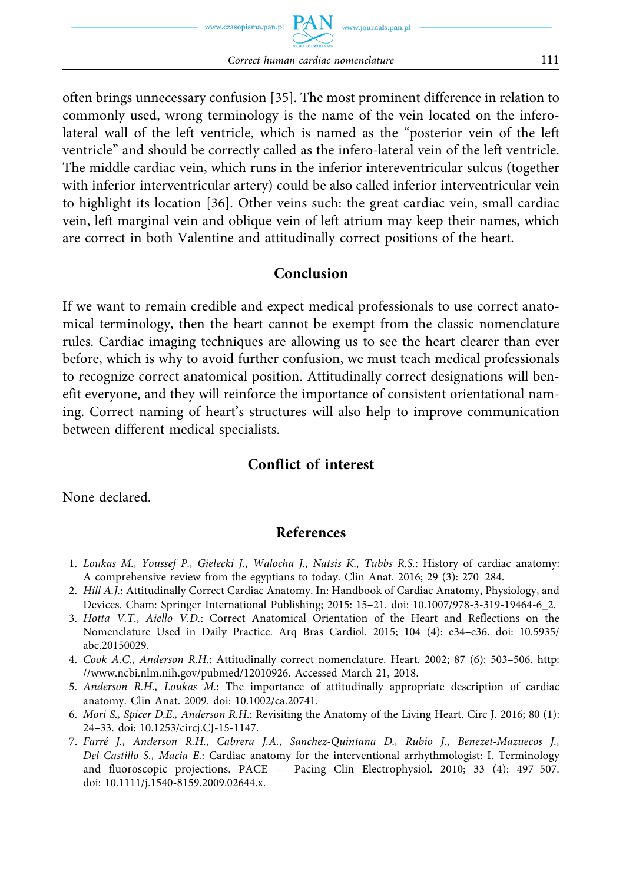often brings unnecessary confusion [35]. The most prominent difference in relation to commonly used, wrong terminology is the name of the vein located on the infero-lateral wall of the left ventricle, which is named as the "posterior vein of the left ventricle" and should be correctly called as the infero-lateral vein of the left ventricle. The middle cardiac vein, which runs in the inferior intereventricular sulcus (together with inferior interventricular artery) could be also called inferior interventricular vein to highlight its location [36]. Other veins such: the great cardiac vein, small cardiac vein, left marginal vein and oblique vein of left atrium may keep their names, which are correct in both Valentine and attitudinally correct positions of the heart.

## Conclusion

If we want to remain credible and expect medical professionals to use correct anatomical terminology, then the heart cannot be exempt from the classic nomenclature rules. Cardiac imaging techniques are allowing us to see the heart clearer than ever before, which is why to avoid further confusion, we must teach medical professionals to recognize correct anatomical position. Attitudinally correct designations will benefit everyone, and they will reinforce the importance of consistent orientational naming. Correct naming of heart's structures will also help to improve communication between different medical specialists.

## Conflict of interest

None declared.

## References

1. *Loukas M., Youssef P., Gielecki J., Walocha J., Natsis K., Tubbs R.S.*: History of cardiac anatomy: A comprehensive review from the egyptians to today. Clin Anat. 2016; 29 (3): 270–284.
2. *Hill A.J.*: Attitudinally Correct Cardiac Anatomy. In: Handbook of Cardiac Anatomy, Physiology, and Devices. Cham: Springer International Publishing; 2015: 15–21. doi: 10.1007/978-3-319-19464-6_2.
3. *Hotta V.T., Aiello V.D.*: Correct Anatomical Orientation of the Heart and Reflections on the Nomenclature Used in Daily Practice. Arq Bras Cardiol. 2015; 104 (4): e34–e36. doi: 10.5935/abc.20150029.
4. *Cook A.C., Anderson R.H.*: Attitudinally correct nomenclature. Heart. 2002; 87 (6): 503–506. http://www.ncbi.nlm.nih.gov/pubmed/12010926. Accessed March 21, 2018.
5. *Anderson R.H., Loukas M.*: The importance of attitudinally appropriate description of cardiac anatomy. Clin Anat. 2009. doi: 10.1002/ca.20741.
6. *Mori S., Spicer D.E., Anderson R.H.*: Revisiting the Anatomy of the Living Heart. Circ J. 2016; 80 (1): 24–33. doi: 10.1253/circj.CJ-15-1147.
7. *Farré J., Anderson R.H., Cabrera J.A., Sanchez-Quintana D., Rubio J., Benezet-Mazuecos J., Del Castillo S., Macia E.*: Cardiac anatomy for the interventional arrhythmologist: I. Terminology and fluoroscopic projections. PACE — Pacing Clin Electrophysiol. 2010; 33 (4): 497–507. doi: 10.1111/j.1540-8159.2009.02644.x.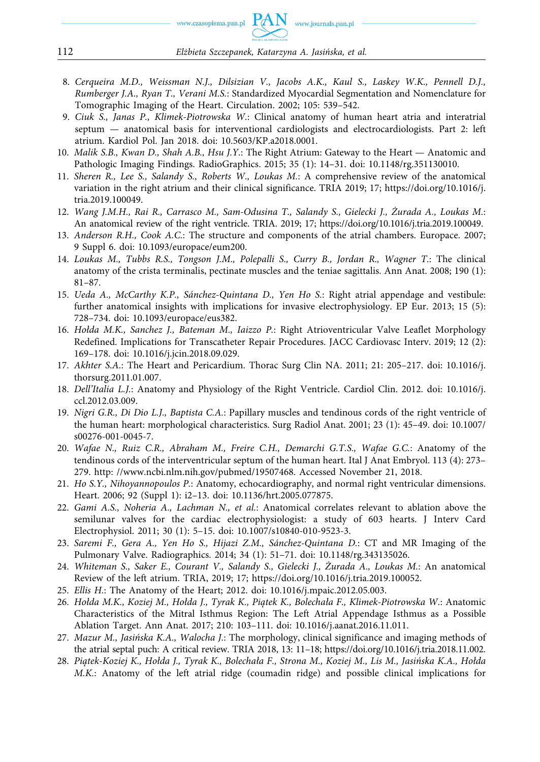8. *Cerqueira M.D., Weissman N.J., Dilsizian V., Jacobs A.K., Kaul S., Laskey W.K., Pennell D.J., Rumberger J.A., Ryan T., Verani M.S.*: Standardized Myocardial Segmentation and Nomenclature for Tomographic Imaging of the Heart. Circulation. 2002; 105: 539–542.
9. *Ciuk S., Janas P., Klimek-Piotrowska W.*: Clinical anatomy of human heart atria and interatrial septum — anatomical basis for interventional cardiologists and electrocardiologists. Part 2: left atrium. Kardiol Pol. Jan 2018. doi: 10.5603/KP.a2018.0001.
10. *Malik S.B., Kwan D., Shah A.B., Hsu J.Y.*: The Right Atrium: Gateway to the Heart — Anatomic and Pathologic Imaging Findings. RadioGraphics. 2015; 35 (1): 14–31. doi: 10.1148/rg.351130010.
11. *Sheren R., Lee S., Salandy S., Roberts W., Loukas M.*: A comprehensive review of the anatomical variation in the right atrium and their clinical significance. TRIA 2019; 17; https://doi.org/10.1016/j.tria.2019.100049.
12. *Wang J.M.H., Rai R., Carrasco M., Sam-Odusina T., Salandy S., Gielecki J., Żurada A., Loukas M.*: An anatomical review of the right ventricle. TRIA. 2019; 17; https://doi.org/10.1016/j.tria.2019.100049.
13. *Anderson R.H., Cook A.C.*: The structure and components of the atrial chambers. Europace. 2007; 9 Suppl 6. doi: 10.1093/europace/eum200.
14. *Loukas M., Tubbs R.S., Tongson J.M., Polepalli S., Curry B., Jordan R., Wagner T.*: The clinical anatomy of the crista terminalis, pectinate muscles and the teniae sagittalis. Ann Anat. 2008; 190 (1): 81–87.
15. *Ueda A., McCarthy K.P., Sánchez-Quintana D., Yen Ho S.*: Right atrial appendage and vestibule: further anatomical insights with implications for invasive electrophysiology. EP Eur. 2013; 15 (5): 728–734. doi: 10.1093/europace/eus382.
16. *Hołda M.K., Sanchez J., Bateman M., Iaizzo P.*: Right Atrioventricular Valve Leaflet Morphology Redefined. Implications for Transcatheter Repair Procedures. JACC Cardiovasc Interv. 2019; 12 (2): 169–178. doi: 10.1016/j.jcin.2018.09.029.
17. *Akhter S.A.*: The Heart and Pericardium. Thorac Surg Clin NA. 2011; 21: 205–217. doi: 10.1016/j.thorsurg.2011.01.007.
18. *Dell'Italia L.J.*: Anatomy and Physiology of the Right Ventricle. Cardiol Clin. 2012. doi: 10.1016/j.ccl.2012.03.009.
19. *Nigri G.R., Di Dio L.J., Baptista C.A.*: Papillary muscles and tendinous cords of the right ventricle of the human heart: morphological characteristics. Surg Radiol Anat. 2001; 23 (1): 45–49. doi: 10.1007/s00276-001-0045-7.
20. *Wafae N., Ruiz C.R., Abraham M., Freire C.H., Demarchi G.T.S., Wafae G.C.*: Anatomy of the tendinous cords of the interventricular septum of the human heart. Ital J Anat Embryol. 113 (4): 273–279. http: //www.ncbi.nlm.nih.gov/pubmed/19507468. Accessed November 21, 2018.
21. *Ho S.Y., Nihoyannopoulos P.*: Anatomy, echocardiography, and normal right ventricular dimensions. Heart. 2006; 92 (Suppl 1): i2–13. doi: 10.1136/hrt.2005.077875.
22. *Gami A.S., Noheria A., Lachman N., et al.*: Anatomical correlates relevant to ablation above the semilunar valves for the cardiac electrophysiologist: a study of 603 hearts. J Interv Card Electrophysiol. 2011; 30 (1): 5–15. doi: 10.1007/s10840-010-9523-3.
23. *Saremi F., Gera A., Yen Ho S., Hijazi Z.M., Sánchez-Quintana D.*: CT and MR Imaging of the Pulmonary Valve. Radiographics. 2014; 34 (1): 51–71. doi: 10.1148/rg.343135026.
24. *Whiteman S., Saker E., Courant V., Salandy S., Gielecki J., Żurada A., Loukas M.*: An anatomical Review of the left atrium. TRIA, 2019; 17; https://doi.org/10.1016/j.tria.2019.100052.
25. *Ellis H.*: The Anatomy of the Heart; 2012. doi: 10.1016/j.mpaic.2012.05.003.
26. *Hołda M.K., Koziej M., Hołda J., Tyrak K., Piątek K., Bolechała F., Klimek-Piotrowska W.*: Anatomic Characteristics of the Mitral Isthmus Region: The Left Atrial Appendage Isthmus as a Possible Ablation Target. Ann Anat. 2017; 210: 103–111. doi: 10.1016/j.aanat.2016.11.011.
27. *Mazur M., Jasińska K.A., Walocha J.*: The morphology, clinical significance and imaging methods of the atrial septal puch: A critical review. TRIA 2018, 13: 11–18; https://doi.org/10.1016/j.tria.2018.11.002.
28. *Piątek-Koziej K., Hołda J., Tyrak K., Bolechała F., Strona M., Koziej M., Lis M., Jasińska K.A., Hołda M.K.*: Anatomy of the left atrial ridge (coumadin ridge) and possible clinical implications for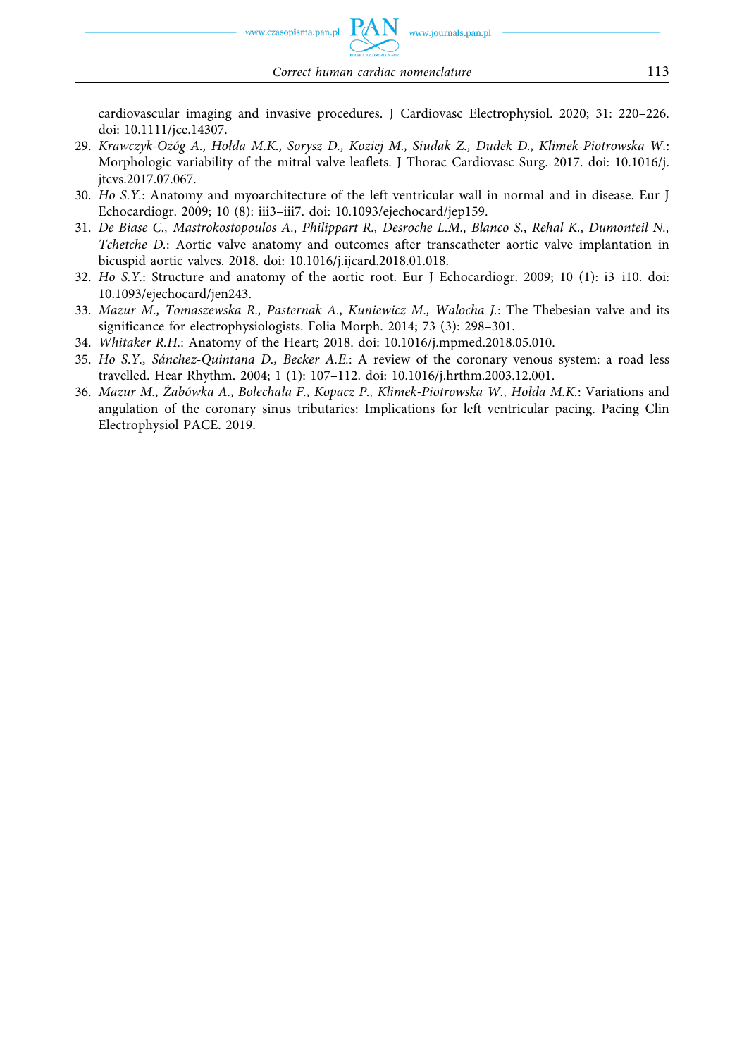cardiovascular imaging and invasive procedures. J Cardiovasc Electrophysiol. 2020; 31: 220–226. doi: 10.1111/jce.14307.

29. *Krawczyk-Ożóg A., Hołda M.K., Sorysz D., Koziej M., Siudak Z., Dudek D., Klimek-Piotrowska W.*: Morphologic variability of the mitral valve leaflets. J Thorac Cardiovasc Surg. 2017. doi: 10.1016/j.jtcvs.2017.07.067.
30. *Ho S.Y.*: Anatomy and myoarchitecture of the left ventricular wall in normal and in disease. Eur J Echocardiogr. 2009; 10 (8): iii3–iii7. doi: 10.1093/ejechocard/jep159.
31. *De Biase C., Mastrokostopoulos A., Philippart R., Desroche L.M., Blanco S., Rehal K., Dumonteil N., Tchetche D.*: Aortic valve anatomy and outcomes after transcatheter aortic valve implantation in bicuspid aortic valves. 2018. doi: 10.1016/j.ijcard.2018.01.018.
32. *Ho S.Y.*: Structure and anatomy of the aortic root. Eur J Echocardiogr. 2009; 10 (1): i3–i10. doi: 10.1093/ejechocard/jen243.
33. *Mazur M., Tomaszewska R., Pasternak A., Kuniewicz M., Walocha J.*: The Thebesian valve and its significance for electrophysiologists. Folia Morph. 2014; 73 (3): 298–301.
34. *Whitaker R.H.*: Anatomy of the Heart; 2018. doi: 10.1016/j.mpmed.2018.05.010.
35. *Ho S.Y., Sánchez-Quintana D., Becker A.E.*: A review of the coronary venous system: a road less travelled. Hear Rhythm. 2004; 1 (1): 107–112. doi: 10.1016/j.hrthm.2003.12.001.
36. *Mazur M., Żabówka A., Bolechała F., Kopacz P., Klimek-Piotrowska W., Hołda M.K.*: Variations and angulation of the coronary sinus tributaries: Implications for left ventricular pacing. Pacing Clin Electrophysiol PACE. 2019.